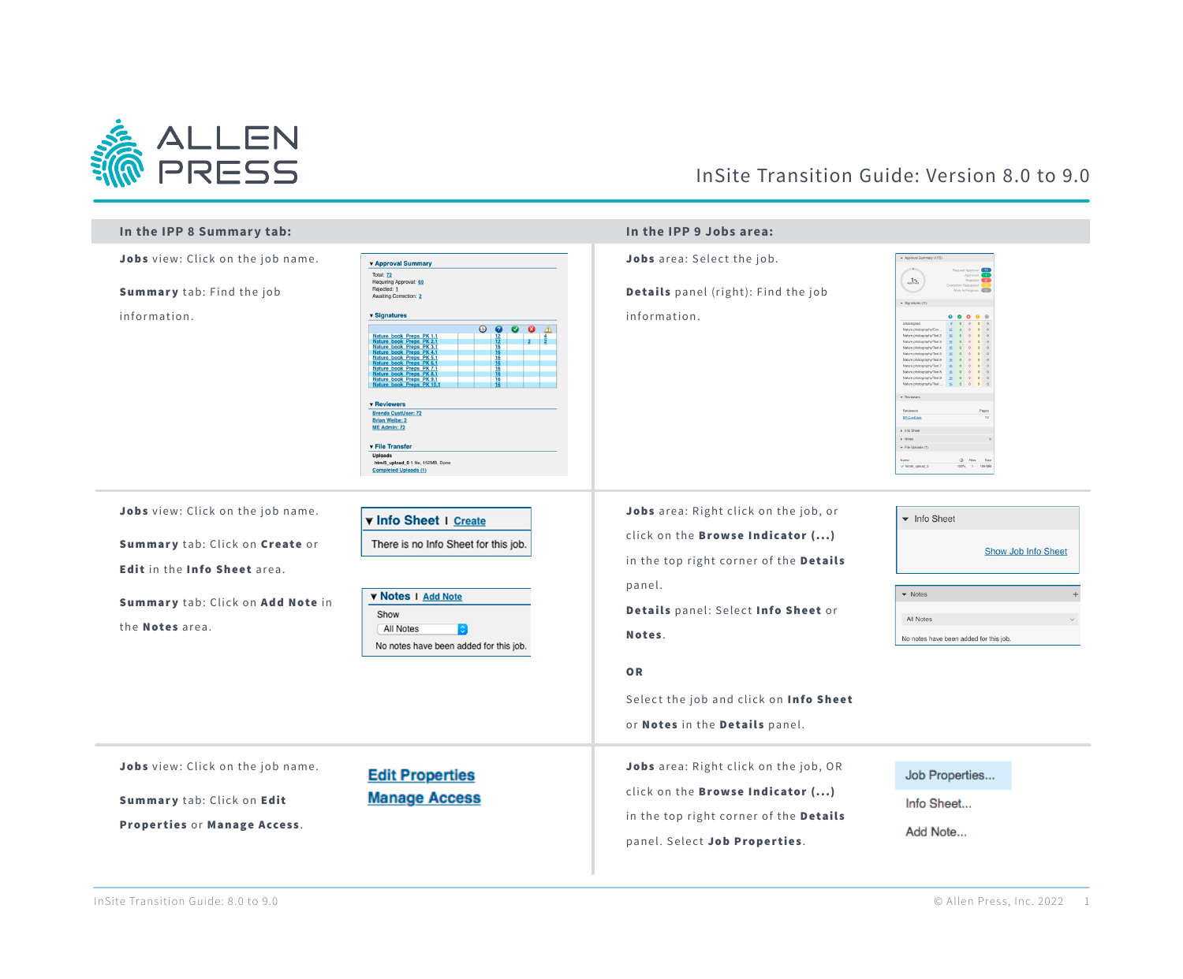ALLEN PRESS

# InSite Transition Guide: Version 8.0 to 9.0

| In the IPP 8 Summary tab: | In the IPP 9 Jobs area: |
| --- | --- |
| **Jobs** view: Click on the job name.<br><br>**Summary** tab: Find the job information. | **Jobs** area: Select the job.<br><br>**Details** panel (right): Find the job information. |
| **Jobs** view: Click on the job name.<br><br>**Summary** tab: Click on **Create** or **Edit** in the **Info Sheet** area.<br><br>**Summary** tab: Click on **Add Note** in the **Notes** area. | **Jobs** area: Right click on the job, or click on the **Browse Indicator (...)** in the top right corner of the **Details** panel.<br><br>**Details** panel: Select **Info Sheet** or **Notes**.<br><br>**OR**<br><br>Select the job and click on **Info Sheet** or **Notes** in the **Details** panel. |
| **Jobs** view: Click on the job name.<br><br>**Summary** tab: Click on **Edit Properties** or **Manage Access**. | **Jobs** area: Right click on the job, OR click on the **Browse Indicator (...)** in the top right corner of the **Details** panel. Select **Job Properties**. |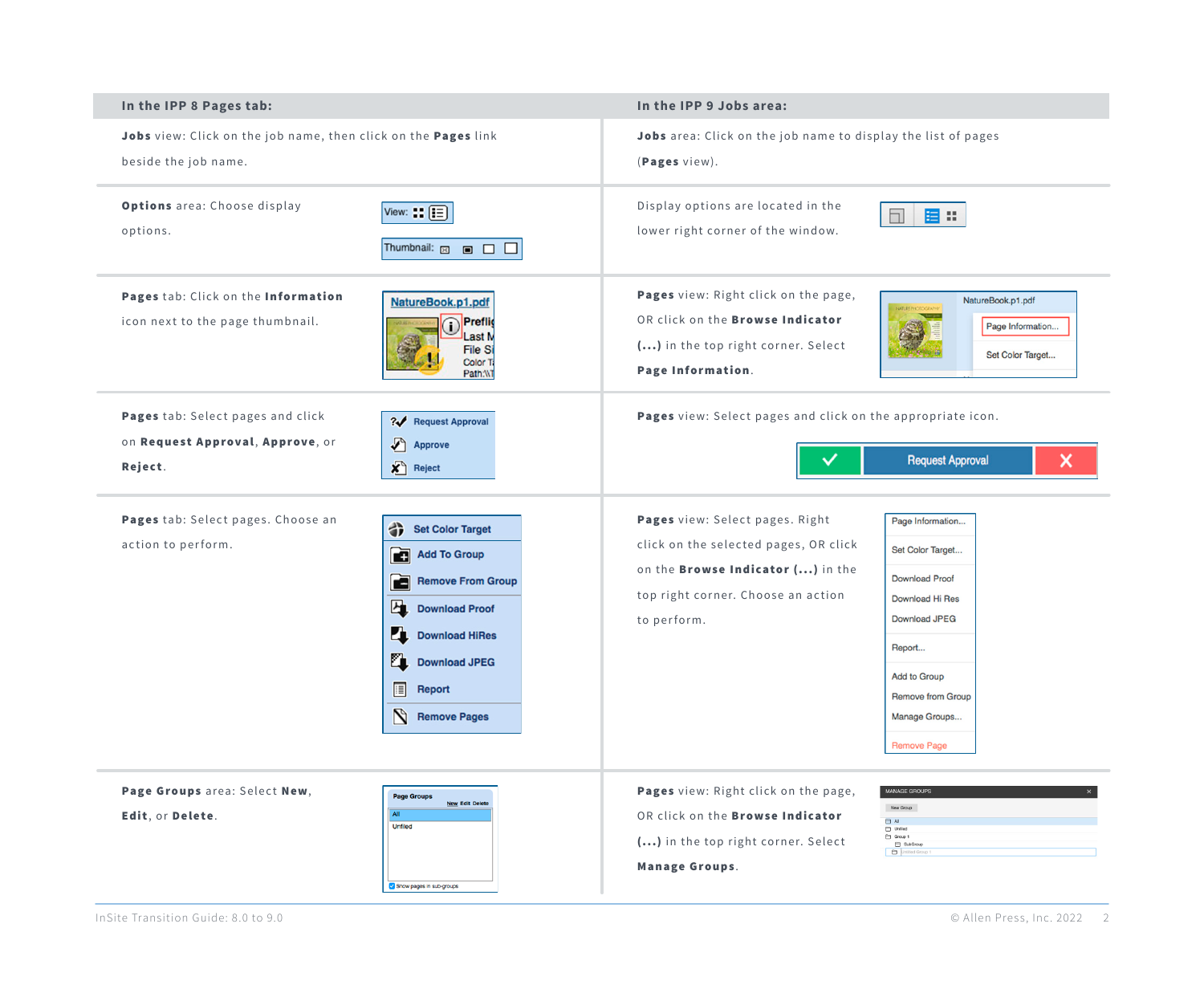| In the IPP 8 Pages tab: | In the IPP 9 Jobs area: |
|---|---|
| **Jobs** view: Click on the job name, then click on the **Pages** link beside the job name. | **Jobs** area: Click on the job name to display the list of pages (**Pages** view). |
| **Options** area: Choose display options. | Display options are located in the lower right corner of the window. |
| **Pages** tab: Click on the **Information** icon next to the page thumbnail. | **Pages** view: Right click on the page, OR click on the **Browse Indicator (...)** in the top right corner. Select **Page Information**. |
| **Pages** tab: Select pages and click on **Request Approval**, **Approve**, or **Reject**. | **Pages** view: Select pages and click on the appropriate icon. |
| **Pages** tab: Select pages. Choose an action to perform. | **Pages** view: Select pages. Right click on the selected pages, OR click on the **Browse Indicator (...)** in the top right corner. Choose an action to perform. |
| **Page Groups** area: Select **New**, **Edit**, or **Delete**. | **Pages** view: Right click on the page, OR click on the **Browse Indicator (...)** in the top right corner. Select **Manage Groups**. |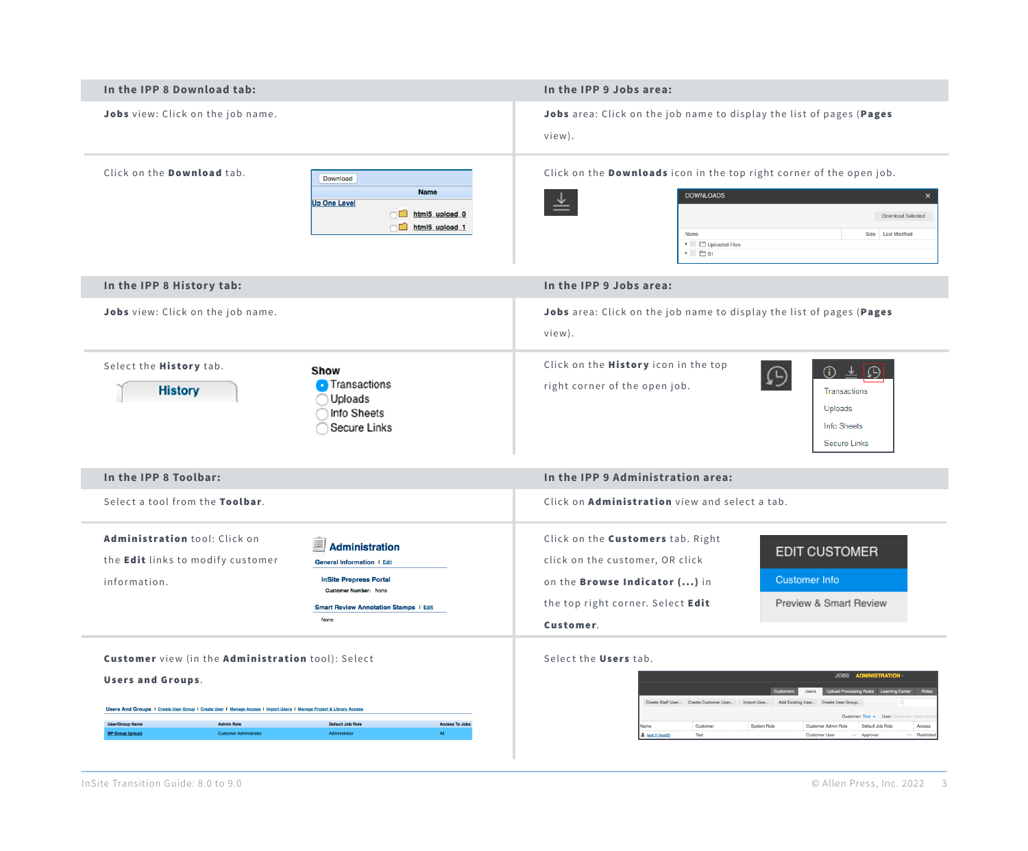| In the IPP 8 Download tab: | In the IPP 9 Jobs area: |
|---|---|
| **Jobs** view: Click on the job name. | **Jobs** area: Click on the job name to display the list of pages (**Pages** view). |
| Click on the **Download** tab. | Click on the **Downloads** icon in the top right corner of the open job. |

| In the IPP 8 History tab: | In the IPP 9 Jobs area: |
|---|---|
| **Jobs** view: Click on the job name. | **Jobs** area: Click on the job name to display the list of pages (**Pages** view). |
| Select the **History** tab. | Click on the **History** icon in the top right corner of the open job. |

| In the IPP 8 Toolbar: | In the IPP 9 Administration area: |
|---|---|
| Select a tool from the **Toolbar**. | Click on **Administration** view and select a tab. |
| **Administration** tool: Click on the **Edit** links to modify customer information. | Click on the **Customers** tab. Right click on the customer, OR click on the **Browse Indicator (...)** in the top right corner. Select **Edit Customer**. |
| **Customer** view (in the **Administration** tool): Select **Users and Groups**. | Select the **Users** tab. |